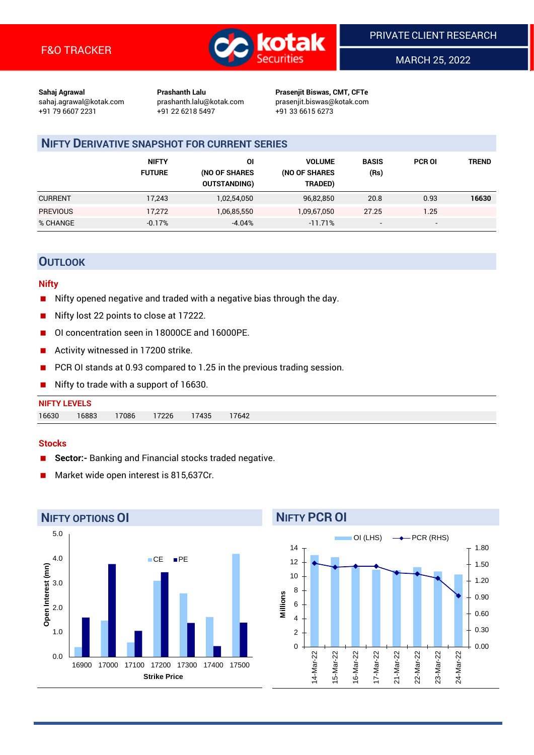F&O TRACKER

PRIVATE CLIENT RESEARCH

MARCH 25, 2022

**Sahaj Agrawal**
sahaj.agrawal@kotak.com
+91 79 6607 2231

**Prashanth Lalu**
prashanth.lalu@kotak.com
+91 22 6218 5497

**Prasenjit Biswas, CMT, CFTe**
prasenjit.biswas@kotak.com
+91 33 6615 6273

## NIFTY DERIVATIVE SNAPSHOT FOR CURRENT SERIES

| | NIFTY FUTURE | OI (NO OF SHARES OUTSTANDING) | VOLUME (NO OF SHARES TRADED) | BASIS (Rs) | PCR OI | TREND |
|---|---|---|---|---|---|---|
| CURRENT | 17,243 | 1,02,54,050 | 96,82,850 | 20.8 | 0.93 | **16630** |
| PREVIOUS | 17,272 | 1,06,85,550 | 1,09,67,050 | 27.25 | 1.25 | |
| % CHANGE | -0.17% | -4.04% | -11.71% | - | - | |

## OUTLOOK

### Nifty

- Nifty opened negative and traded with a negative bias through the day.
- Nifty lost 22 points to close at 17222.
- OI concentration seen in 18000CE and 16000PE.
- Activity witnessed in 17200 strike.
- PCR OI stands at 0.93 compared to 1.25 in the previous trading session.
- Nifty to trade with a support of 16630.

**NIFTY LEVELS**

| 16630 | 16883 | 17086 | 17226 | 17435 | 17642 |
|---|---|---|---|---|---|

### Stocks

- **Sector:-** Banking and Financial stocks traded negative.
- Market wide open interest is 815,637Cr.

## NIFTY OPTIONS OI

| Strike Price | CE (mn) | PE (mn) |
|---|---|---|
| 16900 | 0.4 | 1.6 |
| 17000 | 1.5 | 3.8 |
| 17100 | 0.6 | 1.1 |
| 17200 | 3.1 | 3.4 |
| 17300 | 2.6 | 1.4 |
| 17400 | 1.6 | 0.4 |
| 17500 | 4.2 | 1.4 |

## NIFTY PCR OI

| Date | OI (LHS, Millions) | PCR (RHS) |
|---|---|---|
| 14-Mar-22 | 13.0 | 1.52 |
| 15-Mar-22 | 12.7 | 1.44 |
| 16-Mar-22 | 11.4 | 1.46 |
| 17-Mar-22 | 10.9 | 1.46 |
| 21-Mar-22 | 10.8 | 1.34 |
| 22-Mar-22 | 11.3 | 1.32 |
| 23-Mar-22 | 10.7 | 1.24 |
| 24-Mar-22 | 10.2 | 0.93 |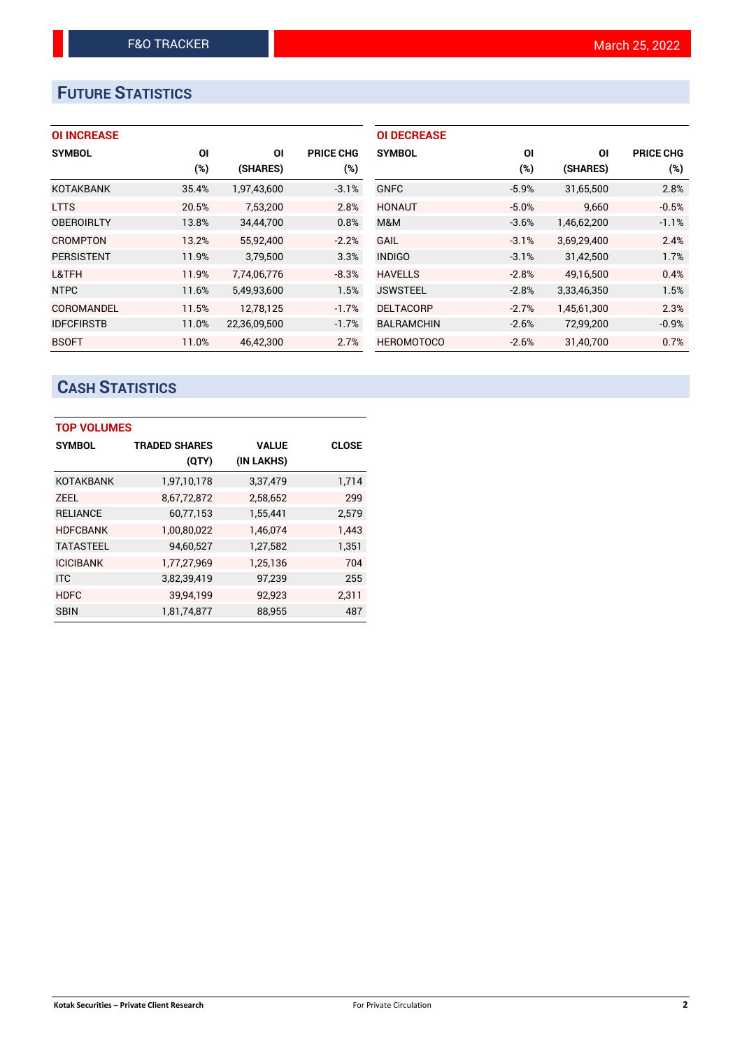## FUTURE STATISTICS

### OI INCREASE

| SYMBOL | OI (%) | OI (SHARES) | PRICE CHG (%) |
|---|---|---|---|
| KOTAKBANK | 35.4% | 1,97,43,600 | -3.1% |
| LTTS | 20.5% | 7,53,200 | 2.8% |
| OBEROIRLTY | 13.8% | 34,44,700 | 0.8% |
| CROMPTON | 13.2% | 55,92,400 | -2.2% |
| PERSISTENT | 11.9% | 3,79,500 | 3.3% |
| L&TFH | 11.9% | 7,74,06,776 | -8.3% |
| NTPC | 11.6% | 5,49,93,600 | 1.5% |
| COROMANDEL | 11.5% | 12,78,125 | -1.7% |
| IDFCFIRSTB | 11.0% | 22,36,09,500 | -1.7% |
| BSOFT | 11.0% | 46,42,300 | 2.7% |

### OI DECREASE

| SYMBOL | OI (%) | OI (SHARES) | PRICE CHG (%) |
|---|---|---|---|
| GNFC | -5.9% | 31,65,500 | 2.8% |
| HONAUT | -5.0% | 9,660 | -0.5% |
| M&M | -3.6% | 1,46,62,200 | -1.1% |
| GAIL | -3.1% | 3,69,29,400 | 2.4% |
| INDIGO | -3.1% | 31,42,500 | 1.7% |
| HAVELLS | -2.8% | 49,16,500 | 0.4% |
| JSWSTEEL | -2.8% | 3,33,46,350 | 1.5% |
| DELTACORP | -2.7% | 1,45,61,300 | 2.3% |
| BALRAMCHIN | -2.6% | 72,99,200 | -0.9% |
| HEROMOTOCO | -2.6% | 31,40,700 | 0.7% |

## CASH STATISTICS

### TOP VOLUMES

| SYMBOL | TRADED SHARES (QTY) | VALUE (IN LAKHS) | CLOSE |
|---|---|---|---|
| KOTAKBANK | 1,97,10,178 | 3,37,479 | 1,714 |
| ZEEL | 8,67,72,872 | 2,58,652 | 299 |
| RELIANCE | 60,77,153 | 1,55,441 | 2,579 |
| HDFCBANK | 1,00,80,022 | 1,46,074 | 1,443 |
| TATASTEEL | 94,60,527 | 1,27,582 | 1,351 |
| ICICIBANK | 1,77,27,969 | 1,25,136 | 704 |
| ITC | 3,82,39,419 | 97,239 | 255 |
| HDFC | 39,94,199 | 92,923 | 2,311 |
| SBIN | 1,81,74,877 | 88,955 | 487 |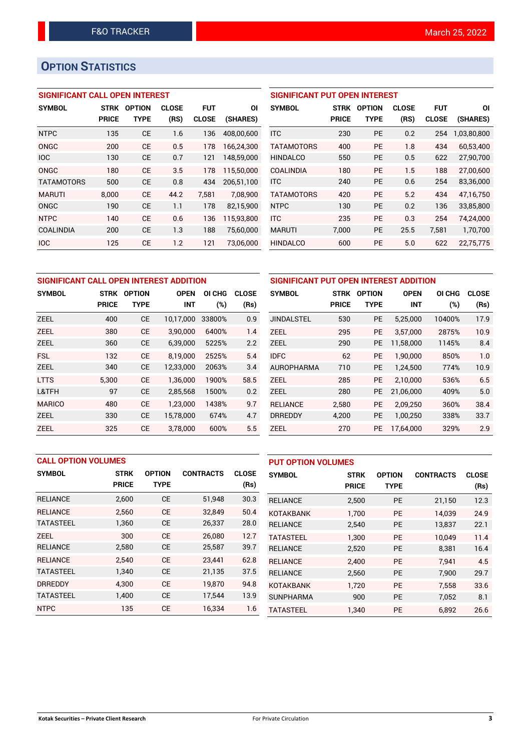## OPTION STATISTICS

### SIGNIFICANT CALL OPEN INTEREST

| SYMBOL | STRK PRICE | OPTION TYPE | CLOSE (RS) | FUT CLOSE | OI (SHARES) |
|---|---|---|---|---|---|
| NTPC | 135 | CE | 1.6 | 136 | 408,00,600 |
| ONGC | 200 | CE | 0.5 | 178 | 166,24,300 |
| IOC | 130 | CE | 0.7 | 121 | 148,59,000 |
| ONGC | 180 | CE | 3.5 | 178 | 115,50,000 |
| TATAMOTORS | 500 | CE | 0.8 | 434 | 206,51,100 |
| MARUTI | 8,000 | CE | 44.2 | 7,581 | 7,08,900 |
| ONGC | 190 | CE | 1.1 | 178 | 82,15,900 |
| NTPC | 140 | CE | 0.6 | 136 | 115,93,800 |
| COALINDIA | 200 | CE | 1.3 | 188 | 75,60,000 |
| IOC | 125 | CE | 1.2 | 121 | 73,06,000 |

### SIGNIFICANT PUT OPEN INTEREST

| SYMBOL | STRK PRICE | OPTION TYPE | CLOSE (RS) | FUT CLOSE | OI (SHARES) |
|---|---|---|---|---|---|
| ITC | 230 | PE | 0.2 | 254 | 1,03,80,800 |
| TATAMOTORS | 400 | PE | 1.8 | 434 | 60,53,400 |
| HINDALCO | 550 | PE | 0.5 | 622 | 27,90,700 |
| COALINDIA | 180 | PE | 1.5 | 188 | 27,00,600 |
| ITC | 240 | PE | 0.6 | 254 | 83,36,000 |
| TATAMOTORS | 420 | PE | 5.2 | 434 | 47,16,750 |
| NTPC | 130 | PE | 0.2 | 136 | 33,85,800 |
| ITC | 235 | PE | 0.3 | 254 | 74,24,000 |
| MARUTI | 7,000 | PE | 25.5 | 7,581 | 1,70,700 |
| HINDALCO | 600 | PE | 5.0 | 622 | 22,75,775 |

### SIGNIFICANT CALL OPEN INTEREST ADDITION

| SYMBOL | STRK PRICE | OPTION TYPE | OPEN INT | OI CHG (%) | CLOSE (Rs) |
|---|---|---|---|---|---|
| ZEEL | 400 | CE | 10,17,000 | 33800% | 0.9 |
| ZEEL | 380 | CE | 3,90,000 | 6400% | 1.4 |
| ZEEL | 360 | CE | 6,39,000 | 5225% | 2.2 |
| FSL | 132 | CE | 8,19,000 | 2525% | 5.4 |
| ZEEL | 340 | CE | 12,33,000 | 2063% | 3.4 |
| LTTS | 5,300 | CE | 1,36,000 | 1900% | 58.5 |
| L&TFH | 97 | CE | 2,85,568 | 1500% | 0.2 |
| MARICO | 480 | CE | 1,23,000 | 1438% | 9.7 |
| ZEEL | 330 | CE | 15,78,000 | 674% | 4.7 |
| ZEEL | 325 | CE | 3,78,000 | 600% | 5.5 |

### SIGNIFICANT PUT OPEN INTEREST ADDITION

| SYMBOL | STRK PRICE | OPTION TYPE | OPEN INT | OI CHG (%) | CLOSE (Rs) |
|---|---|---|---|---|---|
| JINDALSTEL | 530 | PE | 5,25,000 | 10400% | 17.9 |
| ZEEL | 295 | PE | 3,57,000 | 2875% | 10.9 |
| ZEEL | 290 | PE | 11,58,000 | 1145% | 8.4 |
| IDFC | 62 | PE | 1,90,000 | 850% | 1.0 |
| AUROPHARMA | 710 | PE | 1,24,500 | 774% | 10.9 |
| ZEEL | 285 | PE | 2,10,000 | 536% | 6.5 |
| ZEEL | 280 | PE | 21,06,000 | 409% | 5.0 |
| RELIANCE | 2,580 | PE | 2,09,250 | 360% | 38.4 |
| DRREDDY | 4,200 | PE | 1,00,250 | 338% | 33.7 |
| ZEEL | 270 | PE | 17,64,000 | 329% | 2.9 |

### CALL OPTION VOLUMES

| SYMBOL | STRK PRICE | OPTION TYPE | CONTRACTS | CLOSE (Rs) |
|---|---|---|---|---|
| RELIANCE | 2,600 | CE | 51,948 | 30.3 |
| RELIANCE | 2,560 | CE | 32,849 | 50.4 |
| TATASTEEL | 1,360 | CE | 26,337 | 28.0 |
| ZEEL | 300 | CE | 26,080 | 12.7 |
| RELIANCE | 2,580 | CE | 25,587 | 39.7 |
| RELIANCE | 2,540 | CE | 23,441 | 62.8 |
| TATASTEEL | 1,340 | CE | 21,135 | 37.5 |
| DRREDDY | 4,300 | CE | 19,870 | 94.8 |
| TATASTEEL | 1,400 | CE | 17,544 | 13.9 |
| NTPC | 135 | CE | 16,334 | 1.6 |

### PUT OPTION VOLUMES

| SYMBOL | STRK PRICE | OPTION TYPE | CONTRACTS | CLOSE (Rs) |
|---|---|---|---|---|
| RELIANCE | 2,500 | PE | 21,150 | 12.3 |
| KOTAKBANK | 1,700 | PE | 14,039 | 24.9 |
| RELIANCE | 2,540 | PE | 13,837 | 22.1 |
| TATASTEEL | 1,300 | PE | 10,049 | 11.4 |
| RELIANCE | 2,520 | PE | 8,381 | 16.4 |
| RELIANCE | 2,400 | PE | 7,941 | 4.5 |
| RELIANCE | 2,560 | PE | 7,900 | 29.7 |
| KOTAKBANK | 1,720 | PE | 7,558 | 33.6 |
| SUNPHARMA | 900 | PE | 7,052 | 8.1 |
| TATASTEEL | 1,340 | PE | 6,892 | 26.6 |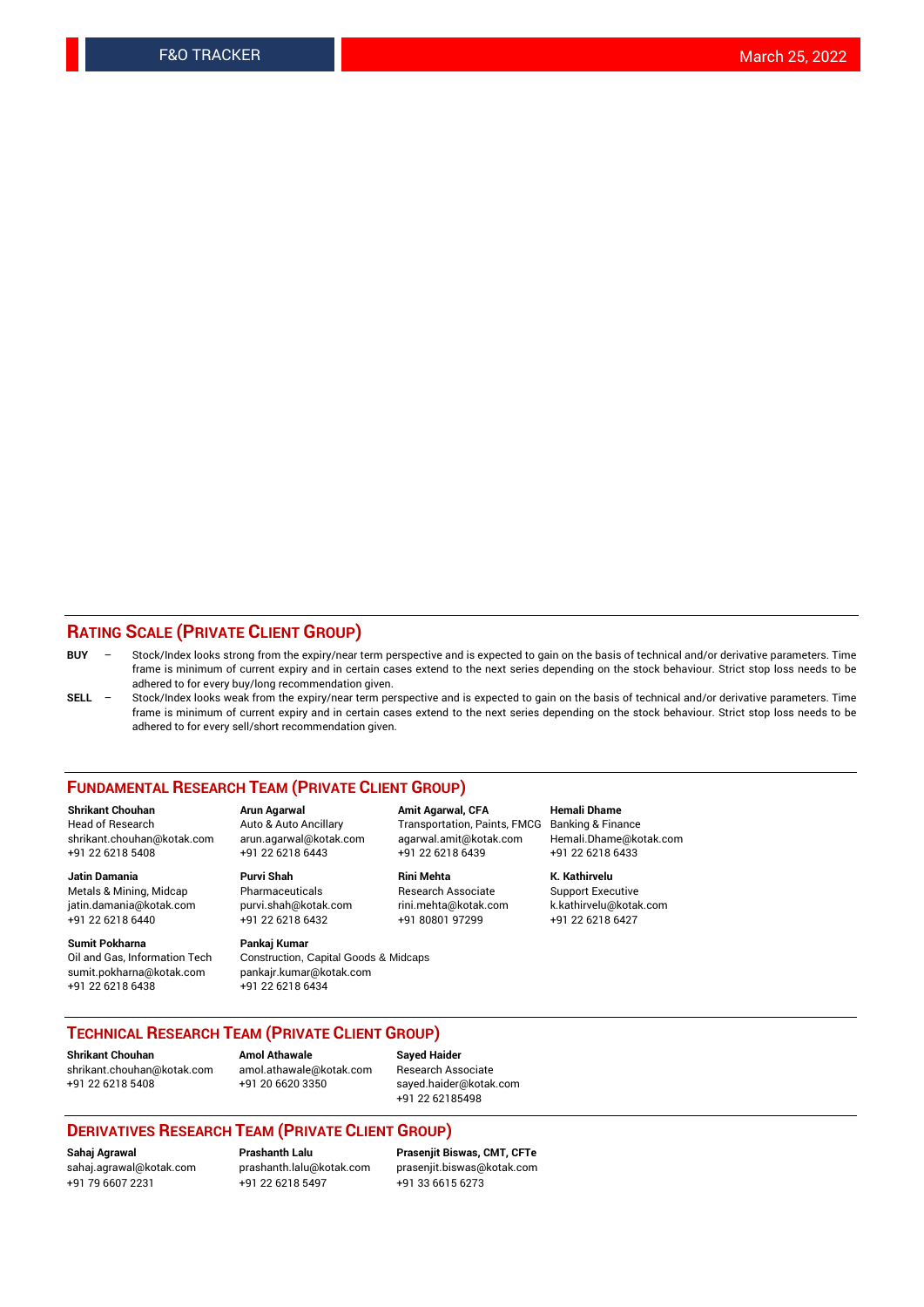## RATING SCALE (PRIVATE CLIENT GROUP)

**BUY** – Stock/Index looks strong from the expiry/near term perspective and is expected to gain on the basis of technical and/or derivative parameters. Time frame is minimum of current expiry and in certain cases extend to the next series depending on the stock behaviour. Strict stop loss needs to be adhered to for every buy/long recommendation given.

**SELL** – Stock/Index looks weak from the expiry/near term perspective and is expected to gain on the basis of technical and/or derivative parameters. Time frame is minimum of current expiry and in certain cases extend to the next series depending on the stock behaviour. Strict stop loss needs to be adhered to for every sell/short recommendation given.

## FUNDAMENTAL RESEARCH TEAM (PRIVATE CLIENT GROUP)

**Shrikant Chouhan**
Head of Research
shrikant.chouhan@kotak.com
+91 22 6218 5408

**Arun Agarwal**
Auto & Auto Ancillary
arun.agarwal@kotak.com
+91 22 6218 6443

**Amit Agarwal, CFA**
Transportation, Paints, FMCG
agarwal.amit@kotak.com
+91 22 6218 6439

**Hemali Dhame**
Banking & Finance
Hemali.Dhame@kotak.com
+91 22 6218 6433

**Jatin Damania**
Metals & Mining, Midcap
jatin.damania@kotak.com
+91 22 6218 6440

**Purvi Shah**
Pharmaceuticals
purvi.shah@kotak.com
+91 22 6218 6432

**Rini Mehta**
Research Associate
rini.mehta@kotak.com
+91 80801 97299

**K. Kathirvelu**
Support Executive
k.kathirvelu@kotak.com
+91 22 6218 6427

**Sumit Pokharna**
Oil and Gas, Information Tech
sumit.pokharna@kotak.com
+91 22 6218 6438

**Pankaj Kumar**
Construction, Capital Goods & Midcaps
pankajr.kumar@kotak.com
+91 22 6218 6434

## TECHNICAL RESEARCH TEAM (PRIVATE CLIENT GROUP)

**Shrikant Chouhan**
shrikant.chouhan@kotak.com
+91 22 6218 5408

**Amol Athawale**
amol.athawale@kotak.com
+91 20 6620 3350

**Sayed Haider**
Research Associate
sayed.haider@kotak.com
+91 22 62185498

## DERIVATIVES RESEARCH TEAM (PRIVATE CLIENT GROUP)

**Sahaj Agrawal**
sahaj.agrawal@kotak.com
+91 79 6607 2231

**Prashanth Lalu**
prashanth.lalu@kotak.com
+91 22 6218 5497

**Prasenjit Biswas, CMT, CFTe**
prasenjit.biswas@kotak.com
+91 33 6615 6273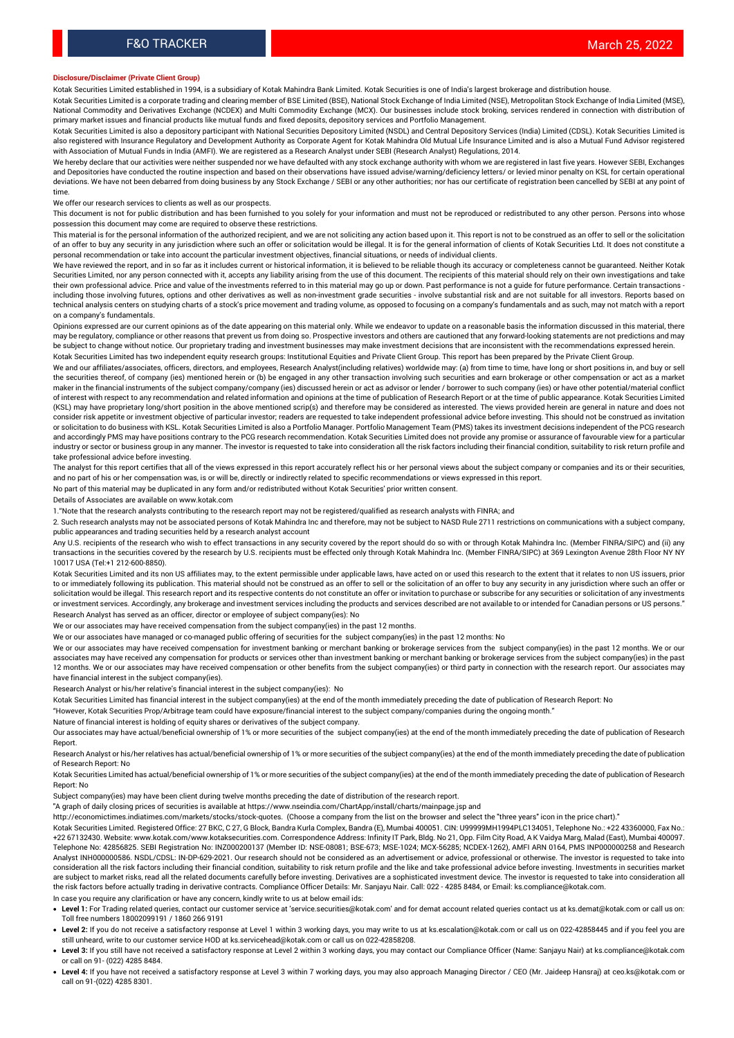**Disclosure/Disclaimer (Private Client Group)**

Kotak Securities Limited established in 1994, is a subsidiary of Kotak Mahindra Bank Limited. Kotak Securities is one of India's largest brokerage and distribution house.

Kotak Securities Limited is a corporate trading and clearing member of BSE Limited (BSE), National Stock Exchange of India Limited (NSE), Metropolitan Stock Exchange of India Limited (MSE), National Commodity and Derivatives Exchange (NCDEX) and Multi Commodity Exchange (MCX). Our businesses include stock broking, services rendered in connection with distribution of primary market issues and financial products like mutual funds and fixed deposits, depository services and Portfolio Management.

Kotak Securities Limited is also a depository participant with National Securities Depository Limited (NSDL) and Central Depository Services (India) Limited (CDSL). Kotak Securities Limited is also registered with Insurance Regulatory and Development Authority as Corporate Agent for Kotak Mahindra Old Mutual Life Insurance Limited and is also a Mutual Fund Advisor registered with Association of Mutual Funds in India (AMFI). We are registered as a Research Analyst under SEBI (Research Analyst) Regulations, 2014.

We hereby declare that our activities were neither suspended nor we have defaulted with any stock exchange authority with whom we are registered in last five years. However SEBI, Exchanges and Depositories have conducted the routine inspection and based on their observations have issued advise/warning/deficiency letters/ or levied minor penalty on KSL for certain operational deviations. We have not been debarred from doing business by any Stock Exchange / SEBI or any other authorities; nor has our certificate of registration been cancelled by SEBI at any point of time.

We offer our research services to clients as well as our prospects.

This document is not for public distribution and has been furnished to you solely for your information and must not be reproduced or redistributed to any other person. Persons into whose possession this document may come are required to observe these restrictions.

This material is for the personal information of the authorized recipient, and we are not soliciting any action based upon it. This report is not to be construed as an offer to sell or the solicitation of an offer to buy any security in any jurisdiction where such an offer or solicitation would be illegal. It is for the general information of clients of Kotak Securities Ltd. It does not constitute a personal recommendation or take into account the particular investment objectives, financial situations, or needs of individual clients.

We have reviewed the report, and in so far as it includes current or historical information, it is believed to be reliable though its accuracy or completeness cannot be guaranteed. Neither Kotak Securities Limited, nor any person connected with it, accepts any liability arising from the use of this document. The recipients of this material should rely on their own investigations and take their own professional advice. Price and value of the investments referred to in this material may go up or down. Past performance is not a guide for future performance. Certain transactions - including those involving futures, options and other derivatives as well as non-investment grade securities - involve substantial risk and are not suitable for all investors. Reports based on technical analysis centers on studying charts of a stock's price movement and trading volume, as opposed to focusing on a company's fundamentals and as such, may not match with a report on a company's fundamentals.

Opinions expressed are our current opinions as of the date appearing on this material only. While we endeavor to update on a reasonable basis the information discussed in this material, there may be regulatory, compliance or other reasons that prevent us from doing so. Prospective investors and others are cautioned that any forward-looking statements are not predictions and may be subject to change without notice. Our proprietary trading and investment businesses may make investment decisions that are inconsistent with the recommendations expressed herein.

Kotak Securities Limited has two independent equity research groups: Institutional Equities and Private Client Group. This report has been prepared by the Private Client Group.

We and our affiliates/associates, officers, directors, and employees, Research Analyst(including relatives) worldwide may: (a) from time to time, have long or short positions in, and buy or sell the securities thereof, of company (ies) mentioned herein or (b) be engaged in any other transaction involving such securities and earn brokerage or other compensation or act as a market maker in the financial instruments of the subject company/company (ies) discussed herein or act as advisor or lender / borrower to such company (ies) or have other potential/material conflict of interest with respect to any recommendation and related information and opinions at the time of publication of Research Report or at the time of public appearance. Kotak Securities Limited (KSL) may have proprietary long/short position in the above mentioned scrip(s) and therefore may be considered as interested. The views provided herein are general in nature and does not consider risk appetite or investment objective of particular investor; readers are requested to take independent professional advice before investing. This should not be construed as invitation or solicitation to do business with KSL. Kotak Securities Limited is also a Portfolio Manager. Portfolio Management Team (PMS) takes its investment decisions independent of the PCG research and accordingly PMS may have positions contrary to the PCG research recommendation. Kotak Securities Limited does not provide any promise or assurance of favourable view for a particular industry or sector or business group in any manner. The investor is requested to take into consideration all the risk factors including their financial condition, suitability to risk return profile and take professional advice before investing.

The analyst for this report certifies that all of the views expressed in this report accurately reflect his or her personal views about the subject company or companies and its or their securities, and no part of his or her compensation was, is or will be, directly or indirectly related to specific recommendations or views expressed in this report.

No part of this material may be duplicated in any form and/or redistributed without Kotak Securities' prior written consent.

Details of Associates are available on www.kotak.com

1."Note that the research analysts contributing to the research report may not be registered/qualified as research analysts with FINRA; and

2. Such research analysts may not be associated persons of Kotak Mahindra Inc and therefore, may not be subject to NASD Rule 2711 restrictions on communications with a subject company, public appearances and trading securities held by a research analyst account

Any U.S. recipients of the research who wish to effect transactions in any security covered by the report should do so with or through Kotak Mahindra Inc. (Member FINRA/SIPC) and (ii) any transactions in the securities covered by the research by U.S. recipients must be effected only through Kotak Mahindra Inc. (Member FINRA/SIPC) at 369 Lexington Avenue 28th Floor NY NY 10017 USA (Tel:+1 212-600-8850).

Kotak Securities Limited and its non US affiliates may, to the extent permissible under applicable laws, have acted on or used this research to the extent that it relates to non US issuers, prior to or immediately following its publication. This material should not be construed as an offer to sell or the solicitation of an offer to buy any security in any jurisdiction where such an offer or solicitation would be illegal. This research report and its respective contents do not constitute an offer or invitation to purchase or subscribe for any securities or solicitation of any investments or investment services. Accordingly, any brokerage and investment services including the products and services described are not available to or intended for Canadian persons or US persons."

Research Analyst has served as an officer, director or employee of subject company(ies): No

We or our associates may have received compensation from the subject company(ies) in the past 12 months.

We or our associates have managed or co-managed public offering of securities for the subject company(ies) in the past 12 months: No

We or our associates may have received compensation for investment banking or merchant banking or brokerage services from the subject company(ies) in the past 12 months. We or our associates may have received any compensation for products or services other than investment banking or merchant banking or brokerage services from the subject company(ies) in the past 12 months. We or our associates may have received compensation or other benefits from the subject company(ies) or third party in connection with the research report. Our associates may have financial interest in the subject company(ies).

Research Analyst or his/her relative's financial interest in the subject company(ies): No

Kotak Securities Limited has financial interest in the subject company(ies) at the end of the month immediately preceding the date of publication of Research Report: No

"However, Kotak Securities Prop/Arbitrage team could have exposure/financial interest to the subject company/companies during the ongoing month."

Nature of financial interest is holding of equity shares or derivatives of the subject company.

Our associates may have actual/beneficial ownership of 1% or more securities of the subject company(ies) at the end of the month immediately preceding the date of publication of Research Report.

Research Analyst or his/her relatives has actual/beneficial ownership of 1% or more securities of the subject company(ies) at the end of the month immediately preceding the date of publication of Research Report: No

Kotak Securities Limited has actual/beneficial ownership of 1% or more securities of the subject company(ies) at the end of the month immediately preceding the date of publication of Research Report: No

Subject company(ies) may have been client during twelve months preceding the date of distribution of the research report.

"A graph of daily closing prices of securities is available at https://www.nseindia.com/ChartApp/install/charts/mainpage.jsp and

http://economictimes.indiatimes.com/markets/stocks/stock-quotes. (Choose a company from the list on the browser and select the "three years" icon in the price chart)."

Kotak Securities Limited. Registered Office: 27 BKC, C 27, G Block, Bandra Kurla Complex, Bandra (E), Mumbai 400051. CIN: U99999MH1994PLC134051, Telephone No.: +22 43360000, Fax No.: +22 67132430. Website: www.kotak.com/www.kotaksecurities.com. Correspondence Address: Infinity IT Park, Bldg. No 21, Opp. Film City Road, A K Vaidya Marg, Malad (East), Mumbai 400097. Telephone No: 42856825. SEBI Registration No: INZ000200137 (Member ID: NSE-08081; BSE-673; MSE-1024; MCX-56285; NCDEX-1262), AMFI ARN 0164, PMS INP000000258 and Research Analyst INH000000586. NSDL/CDSL: IN-DP-629-2021. Our research should not be considered as an advertisement or advice, professional or otherwise. The investor is requested to take into consideration all the risk factors including their financial condition, suitability to risk return profile and the like and take professional advice before investing. Investments in securities market are subject to market risks, read all the related documents carefully before investing. Derivatives are a sophisticated investment device. The investor is requested to take into consideration all the risk factors before actually trading in derivative contracts. Compliance Officer Details: Mr. Sanjayu Nair. Call: 022 - 4285 8484, or Email: ks.compliance@kotak.com.

In case you require any clarification or have any concern, kindly write to us at below email ids:

- **Level 1:** For Trading related queries, contact our customer service at 'service.securities@kotak.com' and for demat account related queries contact us at ks.demat@kotak.com or call us on: Toll free numbers 18002099191 / 1860 266 9191
- **Level 2:** If you do not receive a satisfactory response at Level 1 within 3 working days, you may write to us at ks.escalation@kotak.com or call us on 022-42858445 and if you feel you are still unheard, write to our customer service HOD at ks.servicehead@kotak.com or call us on 022-42858208.
- **Level 3:** If you still have not received a satisfactory response at Level 2 within 3 working days, you may contact our Compliance Officer (Name: Sanjayu Nair) at ks.compliance@kotak.com or call on 91- (022) 4285 8484.
- **Level 4:** If you have not received a satisfactory response at Level 3 within 7 working days, you may also approach Managing Director / CEO (Mr. Jaideep Hansraj) at ceo.ks@kotak.com or call on 91-(022) 4285 8301.